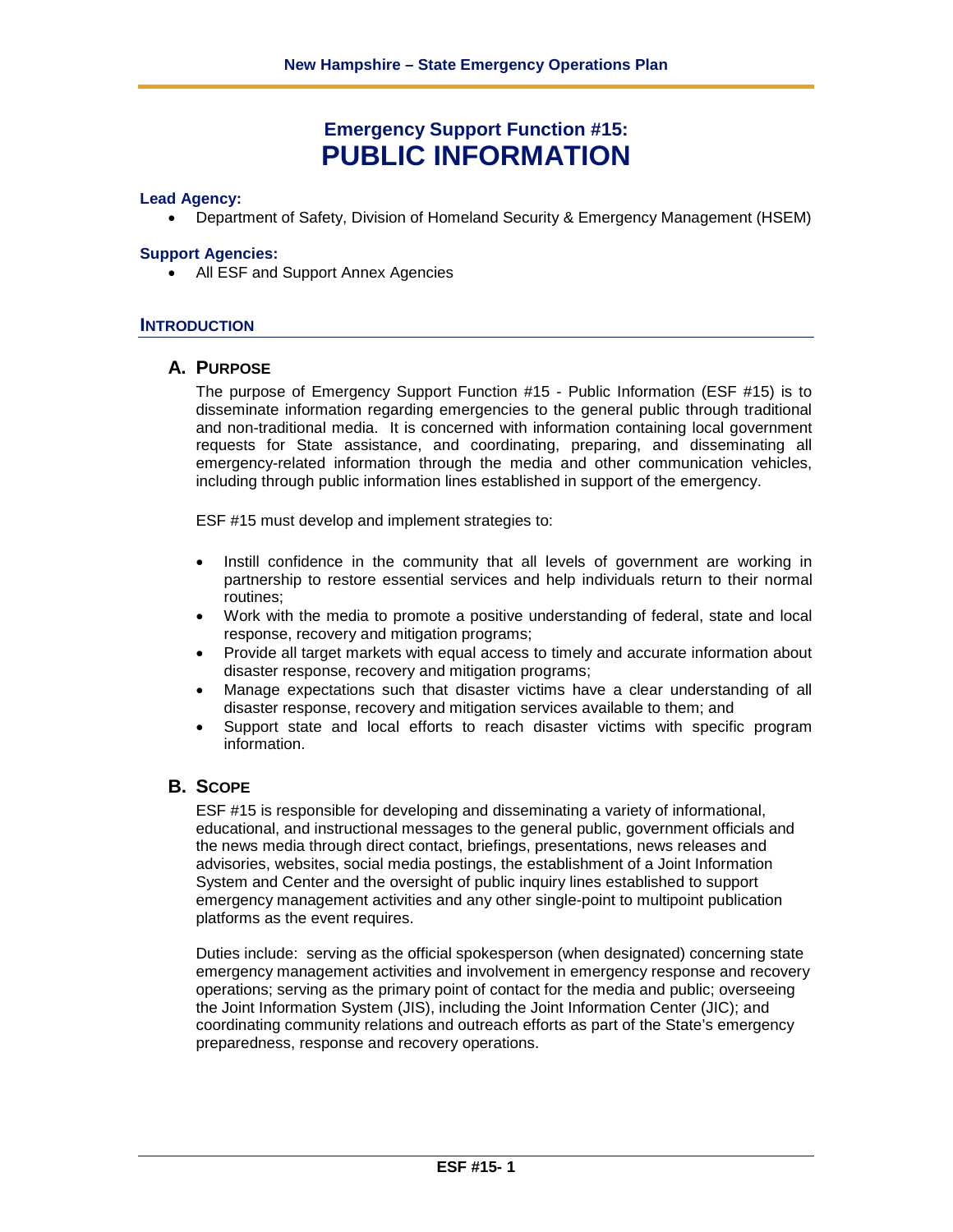# Emergency Support Function #15:
# PUBLIC INFORMATION

**Lead Agency:**

- Department of Safety, Division of Homeland Security & Emergency Management (HSEM)

**Support Agencies:**

- All ESF and Support Annex Agencies

## INTRODUCTION

### A. PURPOSE

The purpose of Emergency Support Function #15 - Public Information (ESF #15) is to disseminate information regarding emergencies to the general public through traditional and non-traditional media. It is concerned with information containing local government requests for State assistance, and coordinating, preparing, and disseminating all emergency-related information through the media and other communication vehicles, including through public information lines established in support of the emergency.

ESF #15 must develop and implement strategies to:

- Instill confidence in the community that all levels of government are working in partnership to restore essential services and help individuals return to their normal routines;
- Work with the media to promote a positive understanding of federal, state and local response, recovery and mitigation programs;
- Provide all target markets with equal access to timely and accurate information about disaster response, recovery and mitigation programs;
- Manage expectations such that disaster victims have a clear understanding of all disaster response, recovery and mitigation services available to them; and
- Support state and local efforts to reach disaster victims with specific program information.

### B. SCOPE

ESF #15 is responsible for developing and disseminating a variety of informational, educational, and instructional messages to the general public, government officials and the news media through direct contact, briefings, presentations, news releases and advisories, websites, social media postings, the establishment of a Joint Information System and Center and the oversight of public inquiry lines established to support emergency management activities and any other single-point to multipoint publication platforms as the event requires.

Duties include: serving as the official spokesperson (when designated) concerning state emergency management activities and involvement in emergency response and recovery operations; serving as the primary point of contact for the media and public; overseeing the Joint Information System (JIS), including the Joint Information Center (JIC); and coordinating community relations and outreach efforts as part of the State's emergency preparedness, response and recovery operations.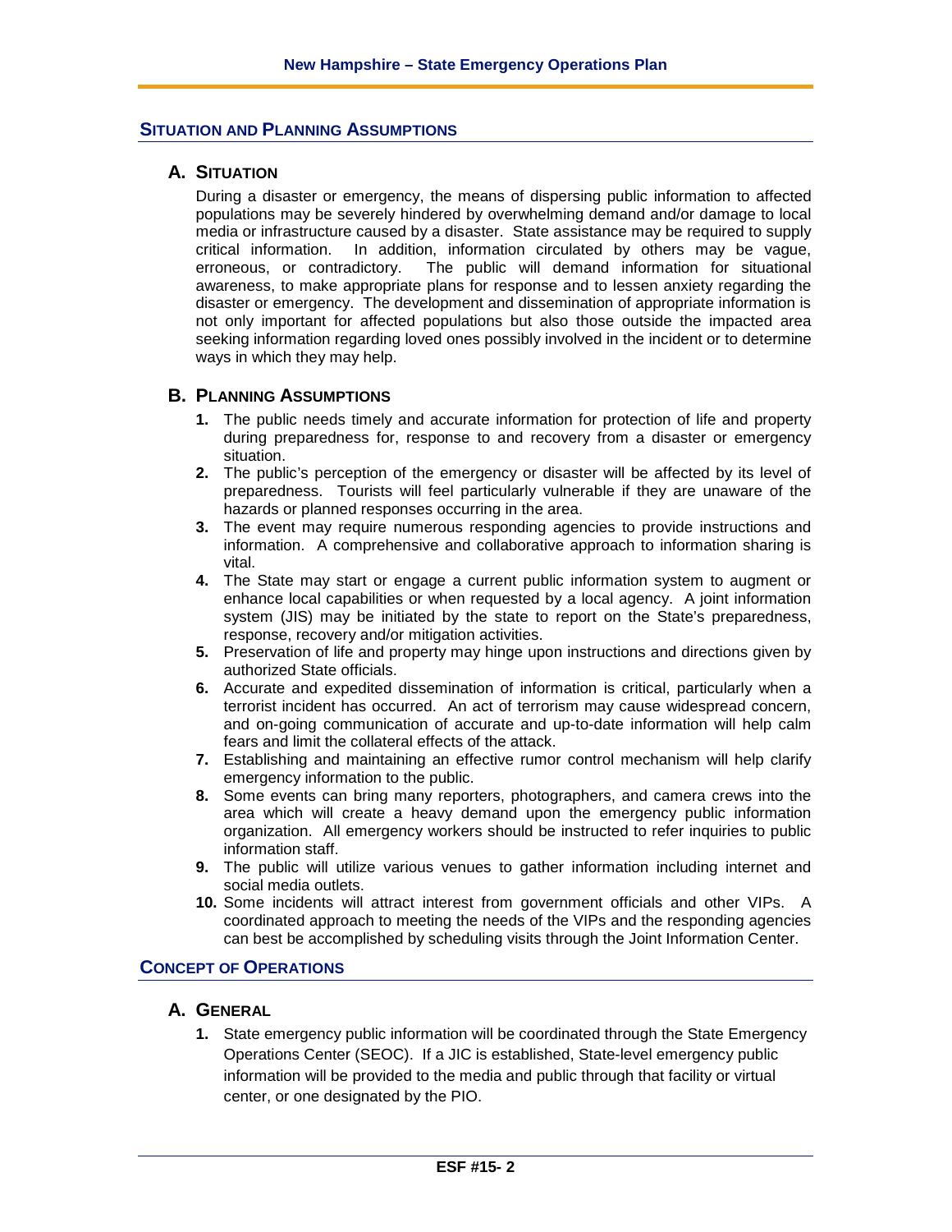## Situation and Planning Assumptions

### A. Situation

During a disaster or emergency, the means of dispersing public information to affected populations may be severely hindered by overwhelming demand and/or damage to local media or infrastructure caused by a disaster. State assistance may be required to supply critical information. In addition, information circulated by others may be vague, erroneous, or contradictory. The public will demand information for situational awareness, to make appropriate plans for response and to lessen anxiety regarding the disaster or emergency. The development and dissemination of appropriate information is not only important for affected populations but also those outside the impacted area seeking information regarding loved ones possibly involved in the incident or to determine ways in which they may help.

### B. Planning Assumptions

1. The public needs timely and accurate information for protection of life and property during preparedness for, response to and recovery from a disaster or emergency situation.
2. The public's perception of the emergency or disaster will be affected by its level of preparedness. Tourists will feel particularly vulnerable if they are unaware of the hazards or planned responses occurring in the area.
3. The event may require numerous responding agencies to provide instructions and information. A comprehensive and collaborative approach to information sharing is vital.
4. The State may start or engage a current public information system to augment or enhance local capabilities or when requested by a local agency. A joint information system (JIS) may be initiated by the state to report on the State's preparedness, response, recovery and/or mitigation activities.
5. Preservation of life and property may hinge upon instructions and directions given by authorized State officials.
6. Accurate and expedited dissemination of information is critical, particularly when a terrorist incident has occurred. An act of terrorism may cause widespread concern, and on-going communication of accurate and up-to-date information will help calm fears and limit the collateral effects of the attack.
7. Establishing and maintaining an effective rumor control mechanism will help clarify emergency information to the public.
8. Some events can bring many reporters, photographers, and camera crews into the area which will create a heavy demand upon the emergency public information organization. All emergency workers should be instructed to refer inquiries to public information staff.
9. The public will utilize various venues to gather information including internet and social media outlets.
10. Some incidents will attract interest from government officials and other VIPs. A coordinated approach to meeting the needs of the VIPs and the responding agencies can best be accomplished by scheduling visits through the Joint Information Center.

## Concept of Operations

### A. General

1. State emergency public information will be coordinated through the State Emergency Operations Center (SEOC). If a JIC is established, State-level emergency public information will be provided to the media and public through that facility or virtual center, or one designated by the PIO.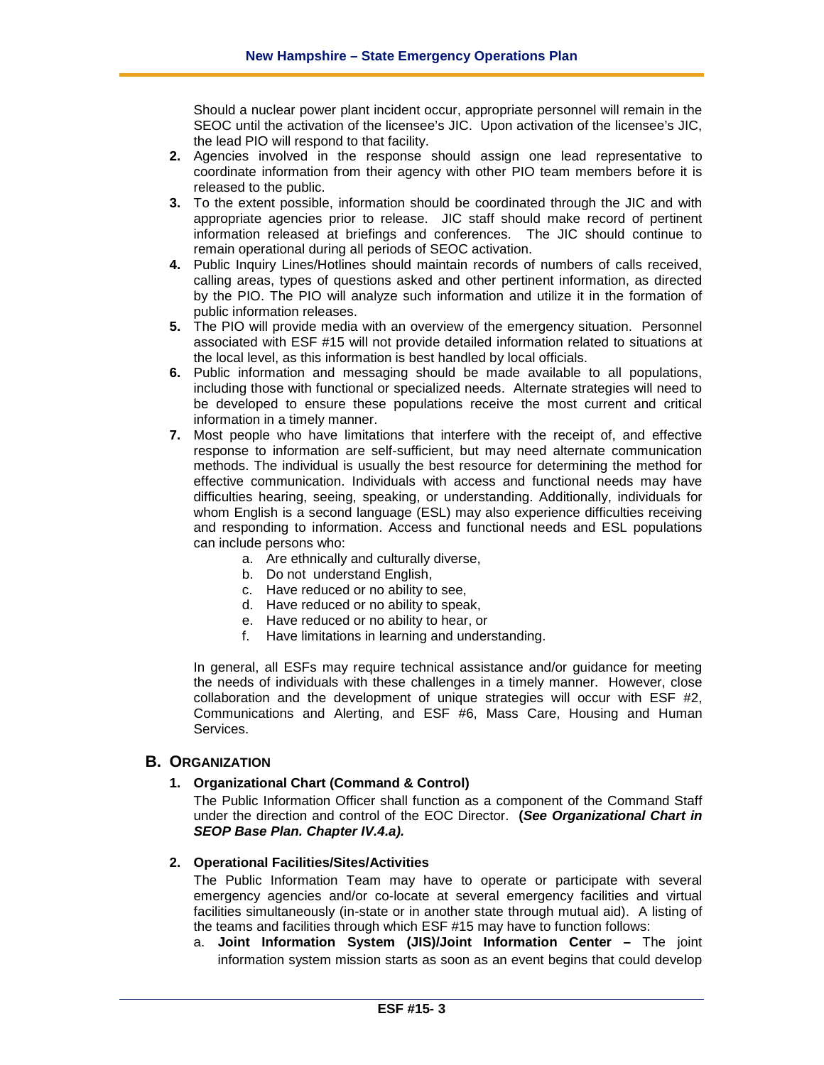Should a nuclear power plant incident occur, appropriate personnel will remain in the SEOC until the activation of the licensee's JIC. Upon activation of the licensee's JIC, the lead PIO will respond to that facility.

2. Agencies involved in the response should assign one lead representative to coordinate information from their agency with other PIO team members before it is released to the public.
3. To the extent possible, information should be coordinated through the JIC and with appropriate agencies prior to release. JIC staff should make record of pertinent information released at briefings and conferences. The JIC should continue to remain operational during all periods of SEOC activation.
4. Public Inquiry Lines/Hotlines should maintain records of numbers of calls received, calling areas, types of questions asked and other pertinent information, as directed by the PIO. The PIO will analyze such information and utilize it in the formation of public information releases.
5. The PIO will provide media with an overview of the emergency situation. Personnel associated with ESF #15 will not provide detailed information related to situations at the local level, as this information is best handled by local officials.
6. Public information and messaging should be made available to all populations, including those with functional or specialized needs. Alternate strategies will need to be developed to ensure these populations receive the most current and critical information in a timely manner.
7. Most people who have limitations that interfere with the receipt of, and effective response to information are self-sufficient, but may need alternate communication methods. The individual is usually the best resource for determining the method for effective communication. Individuals with access and functional needs may have difficulties hearing, seeing, speaking, or understanding. Additionally, individuals for whom English is a second language (ESL) may also experience difficulties receiving and responding to information. Access and functional needs and ESL populations can include persons who:
   a. Are ethnically and culturally diverse,
   b. Do not understand English,
   c. Have reduced or no ability to see,
   d. Have reduced or no ability to speak,
   e. Have reduced or no ability to hear, or
   f. Have limitations in learning and understanding.

   In general, all ESFs may require technical assistance and/or guidance for meeting the needs of individuals with these challenges in a timely manner. However, close collaboration and the development of unique strategies will occur with ESF #2, Communications and Alerting, and ESF #6, Mass Care, Housing and Human Services.

## B. Organization

### 1. Organizational Chart (Command & Control)

The Public Information Officer shall function as a component of the Command Staff under the direction and control of the EOC Director. **(*See Organizational Chart in SEOP Base Plan. Chapter IV.4.a).***

### 2. Operational Facilities/Sites/Activities

The Public Information Team may have to operate or participate with several emergency agencies and/or co-locate at several emergency facilities and virtual facilities simultaneously (in-state or in another state through mutual aid). A listing of the teams and facilities through which ESF #15 may have to function follows:

a. **Joint Information System (JIS)/Joint Information Center –** The joint information system mission starts as soon as an event begins that could develop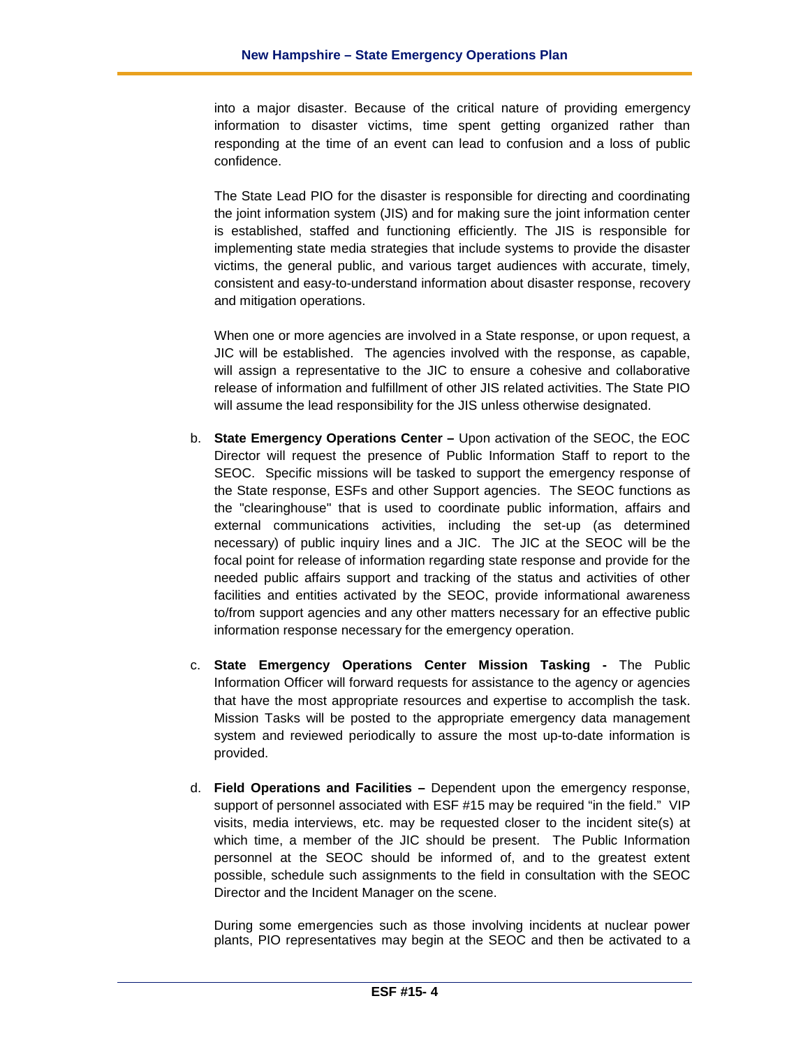into a major disaster. Because of the critical nature of providing emergency information to disaster victims, time spent getting organized rather than responding at the time of an event can lead to confusion and a loss of public confidence.

The State Lead PIO for the disaster is responsible for directing and coordinating the joint information system (JIS) and for making sure the joint information center is established, staffed and functioning efficiently. The JIS is responsible for implementing state media strategies that include systems to provide the disaster victims, the general public, and various target audiences with accurate, timely, consistent and easy-to-understand information about disaster response, recovery and mitigation operations.

When one or more agencies are involved in a State response, or upon request, a JIC will be established. The agencies involved with the response, as capable, will assign a representative to the JIC to ensure a cohesive and collaborative release of information and fulfillment of other JIS related activities. The State PIO will assume the lead responsibility for the JIS unless otherwise designated.

b. **State Emergency Operations Center –** Upon activation of the SEOC, the EOC Director will request the presence of Public Information Staff to report to the SEOC. Specific missions will be tasked to support the emergency response of the State response, ESFs and other Support agencies. The SEOC functions as the "clearinghouse" that is used to coordinate public information, affairs and external communications activities, including the set-up (as determined necessary) of public inquiry lines and a JIC. The JIC at the SEOC will be the focal point for release of information regarding state response and provide for the needed public affairs support and tracking of the status and activities of other facilities and entities activated by the SEOC, provide informational awareness to/from support agencies and any other matters necessary for an effective public information response necessary for the emergency operation.

c. **State Emergency Operations Center Mission Tasking -** The Public Information Officer will forward requests for assistance to the agency or agencies that have the most appropriate resources and expertise to accomplish the task. Mission Tasks will be posted to the appropriate emergency data management system and reviewed periodically to assure the most up-to-date information is provided.

d. **Field Operations and Facilities –** Dependent upon the emergency response, support of personnel associated with ESF #15 may be required "in the field." VIP visits, media interviews, etc. may be requested closer to the incident site(s) at which time, a member of the JIC should be present. The Public Information personnel at the SEOC should be informed of, and to the greatest extent possible, schedule such assignments to the field in consultation with the SEOC Director and the Incident Manager on the scene.

During some emergencies such as those involving incidents at nuclear power plants, PIO representatives may begin at the SEOC and then be activated to a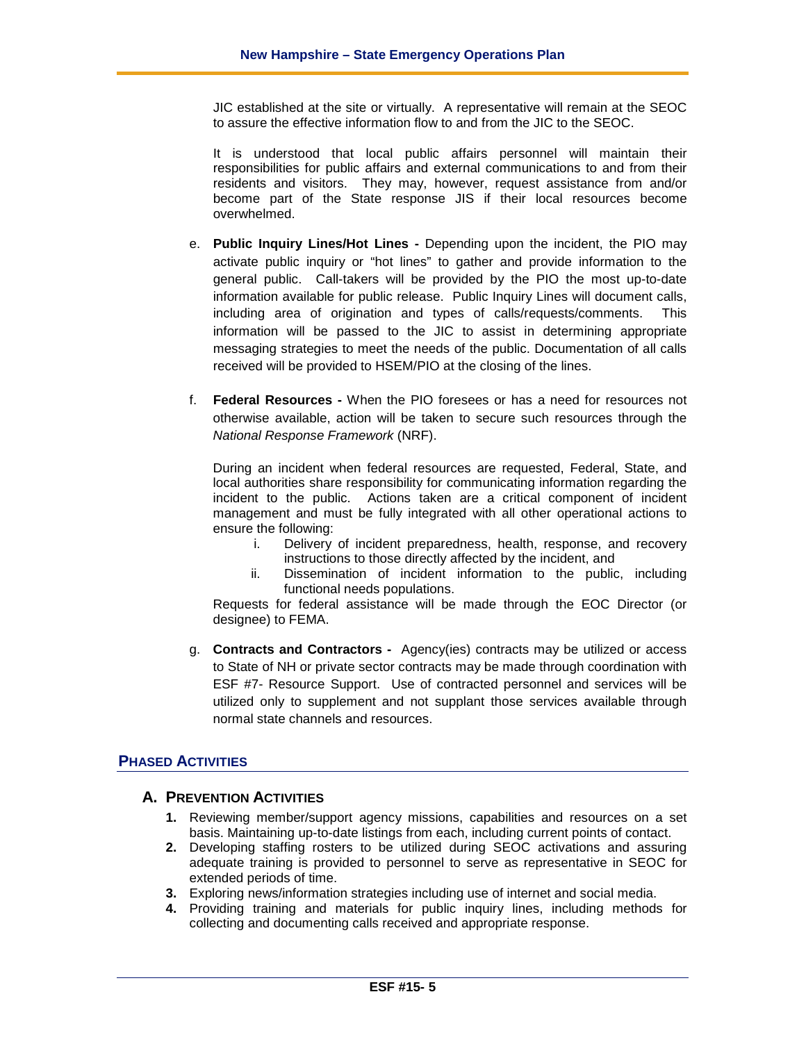JIC established at the site or virtually. A representative will remain at the SEOC to assure the effective information flow to and from the JIC to the SEOC.

It is understood that local public affairs personnel will maintain their responsibilities for public affairs and external communications to and from their residents and visitors. They may, however, request assistance from and/or become part of the State response JIS if their local resources become overwhelmed.

e. **Public Inquiry Lines/Hot Lines -** Depending upon the incident, the PIO may activate public inquiry or "hot lines" to gather and provide information to the general public. Call-takers will be provided by the PIO the most up-to-date information available for public release. Public Inquiry Lines will document calls, including area of origination and types of calls/requests/comments. This information will be passed to the JIC to assist in determining appropriate messaging strategies to meet the needs of the public. Documentation of all calls received will be provided to HSEM/PIO at the closing of the lines.

f. **Federal Resources -** When the PIO foresees or has a need for resources not otherwise available, action will be taken to secure such resources through the *National Response Framework* (NRF).

During an incident when federal resources are requested, Federal, State, and local authorities share responsibility for communicating information regarding the incident to the public. Actions taken are a critical component of incident management and must be fully integrated with all other operational actions to ensure the following:

i. Delivery of incident preparedness, health, response, and recovery instructions to those directly affected by the incident, and
ii. Dissemination of incident information to the public, including functional needs populations.

Requests for federal assistance will be made through the EOC Director (or designee) to FEMA.

g. **Contracts and Contractors -** Agency(ies) contracts may be utilized or access to State of NH or private sector contracts may be made through coordination with ESF #7- Resource Support. Use of contracted personnel and services will be utilized only to supplement and not supplant those services available through normal state channels and resources.

## PHASED ACTIVITIES

### A. PREVENTION ACTIVITIES

1. Reviewing member/support agency missions, capabilities and resources on a set basis. Maintaining up-to-date listings from each, including current points of contact.
2. Developing staffing rosters to be utilized during SEOC activations and assuring adequate training is provided to personnel to serve as representative in SEOC for extended periods of time.
3. Exploring news/information strategies including use of internet and social media.
4. Providing training and materials for public inquiry lines, including methods for collecting and documenting calls received and appropriate response.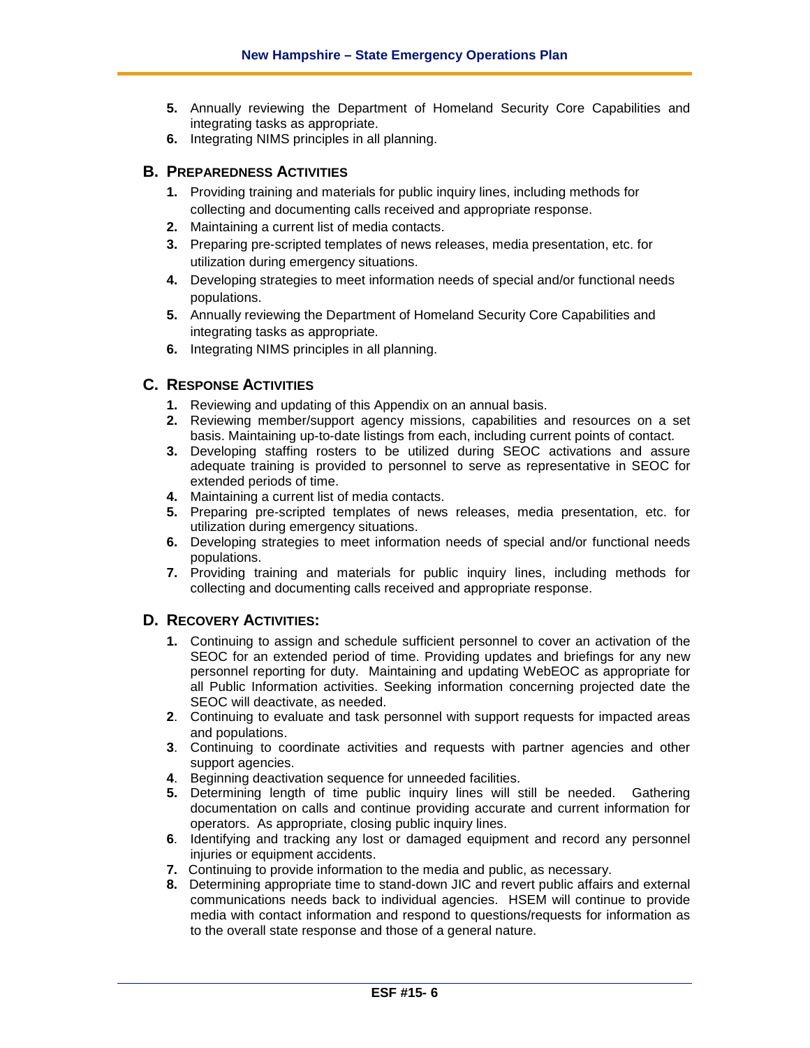5. Annually reviewing the Department of Homeland Security Core Capabilities and integrating tasks as appropriate.
6. Integrating NIMS principles in all planning.

## B. Preparedness Activities

1. Providing training and materials for public inquiry lines, including methods for collecting and documenting calls received and appropriate response.
2. Maintaining a current list of media contacts.
3. Preparing pre-scripted templates of news releases, media presentation, etc. for utilization during emergency situations.
4. Developing strategies to meet information needs of special and/or functional needs populations.
5. Annually reviewing the Department of Homeland Security Core Capabilities and integrating tasks as appropriate.
6. Integrating NIMS principles in all planning.

## C. Response Activities

1. Reviewing and updating of this Appendix on an annual basis.
2. Reviewing member/support agency missions, capabilities and resources on a set basis. Maintaining up-to-date listings from each, including current points of contact.
3. Developing staffing rosters to be utilized during SEOC activations and assure adequate training is provided to personnel to serve as representative in SEOC for extended periods of time.
4. Maintaining a current list of media contacts.
5. Preparing pre-scripted templates of news releases, media presentation, etc. for utilization during emergency situations.
6. Developing strategies to meet information needs of special and/or functional needs populations.
7. Providing training and materials for public inquiry lines, including methods for collecting and documenting calls received and appropriate response.

## D. Recovery Activities:

1. Continuing to assign and schedule sufficient personnel to cover an activation of the SEOC for an extended period of time. Providing updates and briefings for any new personnel reporting for duty. Maintaining and updating WebEOC as appropriate for all Public Information activities. Seeking information concerning projected date the SEOC will deactivate, as needed.
2. Continuing to evaluate and task personnel with support requests for impacted areas and populations.
3. Continuing to coordinate activities and requests with partner agencies and other support agencies.
4. Beginning deactivation sequence for unneeded facilities.
5. Determining length of time public inquiry lines will still be needed. Gathering documentation on calls and continue providing accurate and current information for operators. As appropriate, closing public inquiry lines.
6. Identifying and tracking any lost or damaged equipment and record any personnel injuries or equipment accidents.
7. Continuing to provide information to the media and public, as necessary.
8. Determining appropriate time to stand-down JIC and revert public affairs and external communications needs back to individual agencies. HSEM will continue to provide media with contact information and respond to questions/requests for information as to the overall state response and those of a general nature.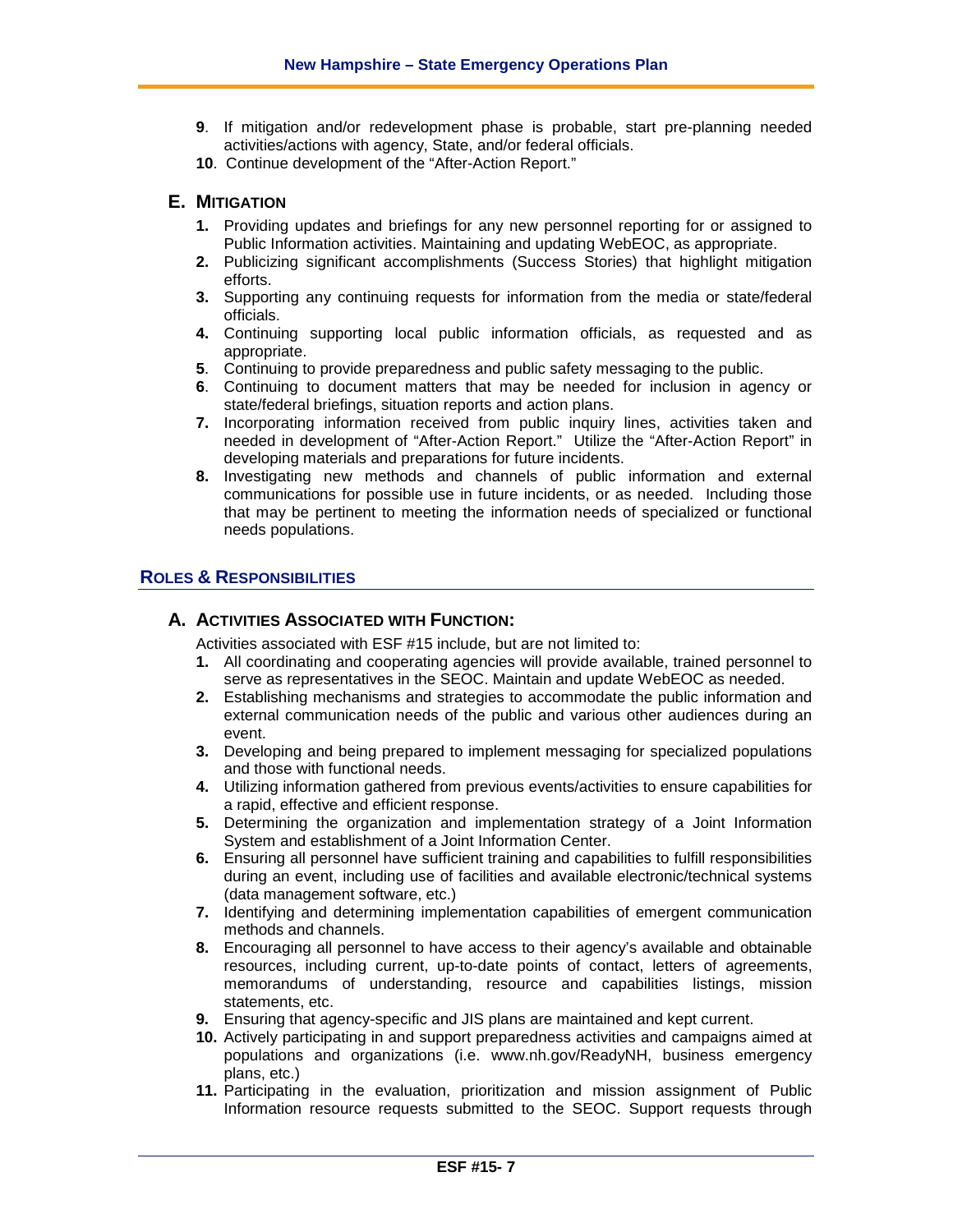9. If mitigation and/or redevelopment phase is probable, start pre-planning needed activities/actions with agency, State, and/or federal officials.
10. Continue development of the "After-Action Report."

### E. Mitigation

1. Providing updates and briefings for any new personnel reporting for or assigned to Public Information activities. Maintaining and updating WebEOC, as appropriate.
2. Publicizing significant accomplishments (Success Stories) that highlight mitigation efforts.
3. Supporting any continuing requests for information from the media or state/federal officials.
4. Continuing supporting local public information officials, as requested and as appropriate.
5. Continuing to provide preparedness and public safety messaging to the public.
6. Continuing to document matters that may be needed for inclusion in agency or state/federal briefings, situation reports and action plans.
7. Incorporating information received from public inquiry lines, activities taken and needed in development of "After-Action Report." Utilize the "After-Action Report" in developing materials and preparations for future incidents.
8. Investigating new methods and channels of public information and external communications for possible use in future incidents, or as needed. Including those that may be pertinent to meeting the information needs of specialized or functional needs populations.

## Roles & Responsibilities

### A. Activities Associated with Function:

Activities associated with ESF #15 include, but are not limited to:

1. All coordinating and cooperating agencies will provide available, trained personnel to serve as representatives in the SEOC. Maintain and update WebEOC as needed.
2. Establishing mechanisms and strategies to accommodate the public information and external communication needs of the public and various other audiences during an event.
3. Developing and being prepared to implement messaging for specialized populations and those with functional needs.
4. Utilizing information gathered from previous events/activities to ensure capabilities for a rapid, effective and efficient response.
5. Determining the organization and implementation strategy of a Joint Information System and establishment of a Joint Information Center.
6. Ensuring all personnel have sufficient training and capabilities to fulfill responsibilities during an event, including use of facilities and available electronic/technical systems (data management software, etc.)
7. Identifying and determining implementation capabilities of emergent communication methods and channels.
8. Encouraging all personnel to have access to their agency's available and obtainable resources, including current, up-to-date points of contact, letters of agreements, memorandums of understanding, resource and capabilities listings, mission statements, etc.
9. Ensuring that agency-specific and JIS plans are maintained and kept current.
10. Actively participating in and support preparedness activities and campaigns aimed at populations and organizations (i.e. www.nh.gov/ReadyNH, business emergency plans, etc.)
11. Participating in the evaluation, prioritization and mission assignment of Public Information resource requests submitted to the SEOC. Support requests through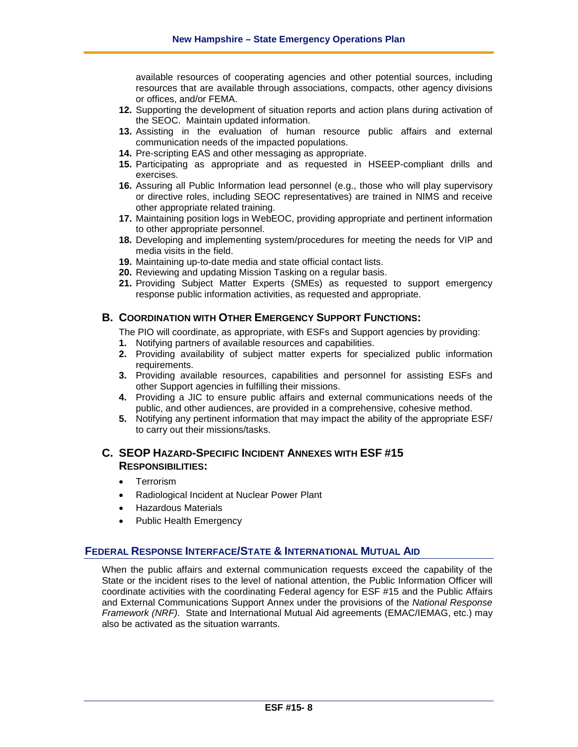available resources of cooperating agencies and other potential sources, including resources that are available through associations, compacts, other agency divisions or offices, and/or FEMA.

12. Supporting the development of situation reports and action plans during activation of the SEOC. Maintain updated information.
13. Assisting in the evaluation of human resource public affairs and external communication needs of the impacted populations.
14. Pre-scripting EAS and other messaging as appropriate.
15. Participating as appropriate and as requested in HSEEP-compliant drills and exercises.
16. Assuring all Public Information lead personnel (e.g., those who will play supervisory or directive roles, including SEOC representatives) are trained in NIMS and receive other appropriate related training.
17. Maintaining position logs in WebEOC, providing appropriate and pertinent information to other appropriate personnel.
18. Developing and implementing system/procedures for meeting the needs for VIP and media visits in the field.
19. Maintaining up-to-date media and state official contact lists.
20. Reviewing and updating Mission Tasking on a regular basis.
21. Providing Subject Matter Experts (SMEs) as requested to support emergency response public information activities, as requested and appropriate.

### B. Coordination with Other Emergency Support Functions:

The PIO will coordinate, as appropriate, with ESFs and Support agencies by providing:

1. Notifying partners of available resources and capabilities.
2. Providing availability of subject matter experts for specialized public information requirements.
3. Providing available resources, capabilities and personnel for assisting ESFs and other Support agencies in fulfilling their missions.
4. Providing a JIC to ensure public affairs and external communications needs of the public, and other audiences, are provided in a comprehensive, cohesive method.
5. Notifying any pertinent information that may impact the ability of the appropriate ESF/ to carry out their missions/tasks.

### C. SEOP Hazard-Specific Incident Annexes with ESF #15 Responsibilities:

- Terrorism
- Radiological Incident at Nuclear Power Plant
- Hazardous Materials
- Public Health Emergency

## Federal Response Interface/State & International Mutual Aid

When the public affairs and external communication requests exceed the capability of the State or the incident rises to the level of national attention, the Public Information Officer will coordinate activities with the coordinating Federal agency for ESF #15 and the Public Affairs and External Communications Support Annex under the provisions of the *National Response Framework (NRF).* State and International Mutual Aid agreements (EMAC/IEMAG, etc.) may also be activated as the situation warrants.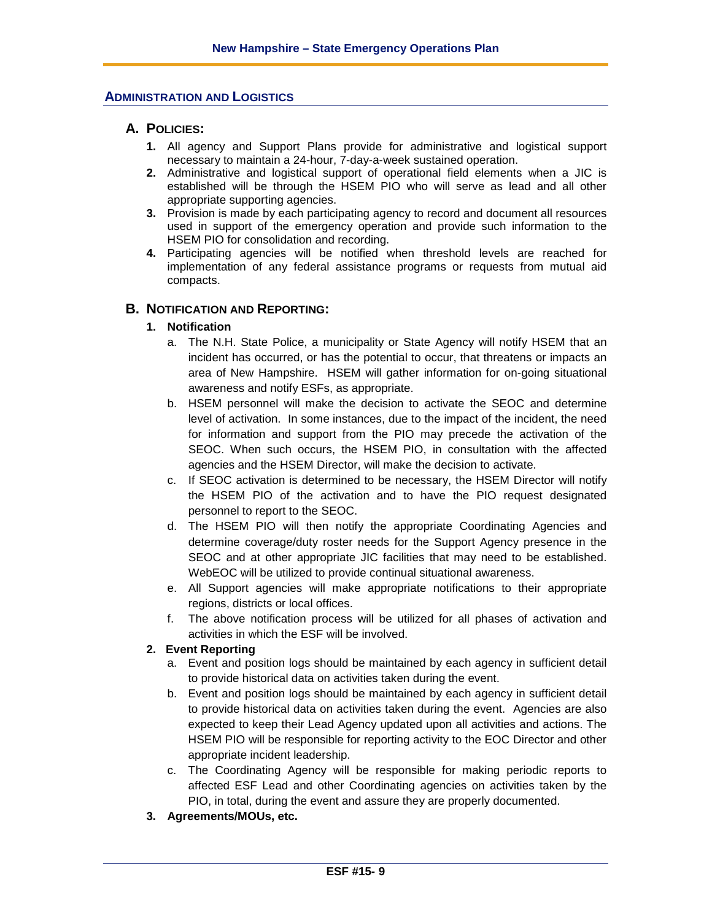## Administration and Logistics

### A. Policies:

1. All agency and Support Plans provide for administrative and logistical support necessary to maintain a 24-hour, 7-day-a-week sustained operation.
2. Administrative and logistical support of operational field elements when a JIC is established will be through the HSEM PIO who will serve as lead and all other appropriate supporting agencies.
3. Provision is made by each participating agency to record and document all resources used in support of the emergency operation and provide such information to the HSEM PIO for consolidation and recording.
4. Participating agencies will be notified when threshold levels are reached for implementation of any federal assistance programs or requests from mutual aid compacts.

### B. Notification and Reporting:

**1. Notification**

a. The N.H. State Police, a municipality or State Agency will notify HSEM that an incident has occurred, or has the potential to occur, that threatens or impacts an area of New Hampshire. HSEM will gather information for on-going situational awareness and notify ESFs, as appropriate.

b. HSEM personnel will make the decision to activate the SEOC and determine level of activation. In some instances, due to the impact of the incident, the need for information and support from the PIO may precede the activation of the SEOC. When such occurs, the HSEM PIO, in consultation with the affected agencies and the HSEM Director, will make the decision to activate.

c. If SEOC activation is determined to be necessary, the HSEM Director will notify the HSEM PIO of the activation and to have the PIO request designated personnel to report to the SEOC.

d. The HSEM PIO will then notify the appropriate Coordinating Agencies and determine coverage/duty roster needs for the Support Agency presence in the SEOC and at other appropriate JIC facilities that may need to be established. WebEOC will be utilized to provide continual situational awareness.

e. All Support agencies will make appropriate notifications to their appropriate regions, districts or local offices.

f. The above notification process will be utilized for all phases of activation and activities in which the ESF will be involved.

**2. Event Reporting**

a. Event and position logs should be maintained by each agency in sufficient detail to provide historical data on activities taken during the event.

b. Event and position logs should be maintained by each agency in sufficient detail to provide historical data on activities taken during the event. Agencies are also expected to keep their Lead Agency updated upon all activities and actions. The HSEM PIO will be responsible for reporting activity to the EOC Director and other appropriate incident leadership.

c. The Coordinating Agency will be responsible for making periodic reports to affected ESF Lead and other Coordinating agencies on activities taken by the PIO, in total, during the event and assure they are properly documented.

**3. Agreements/MOUs, etc.**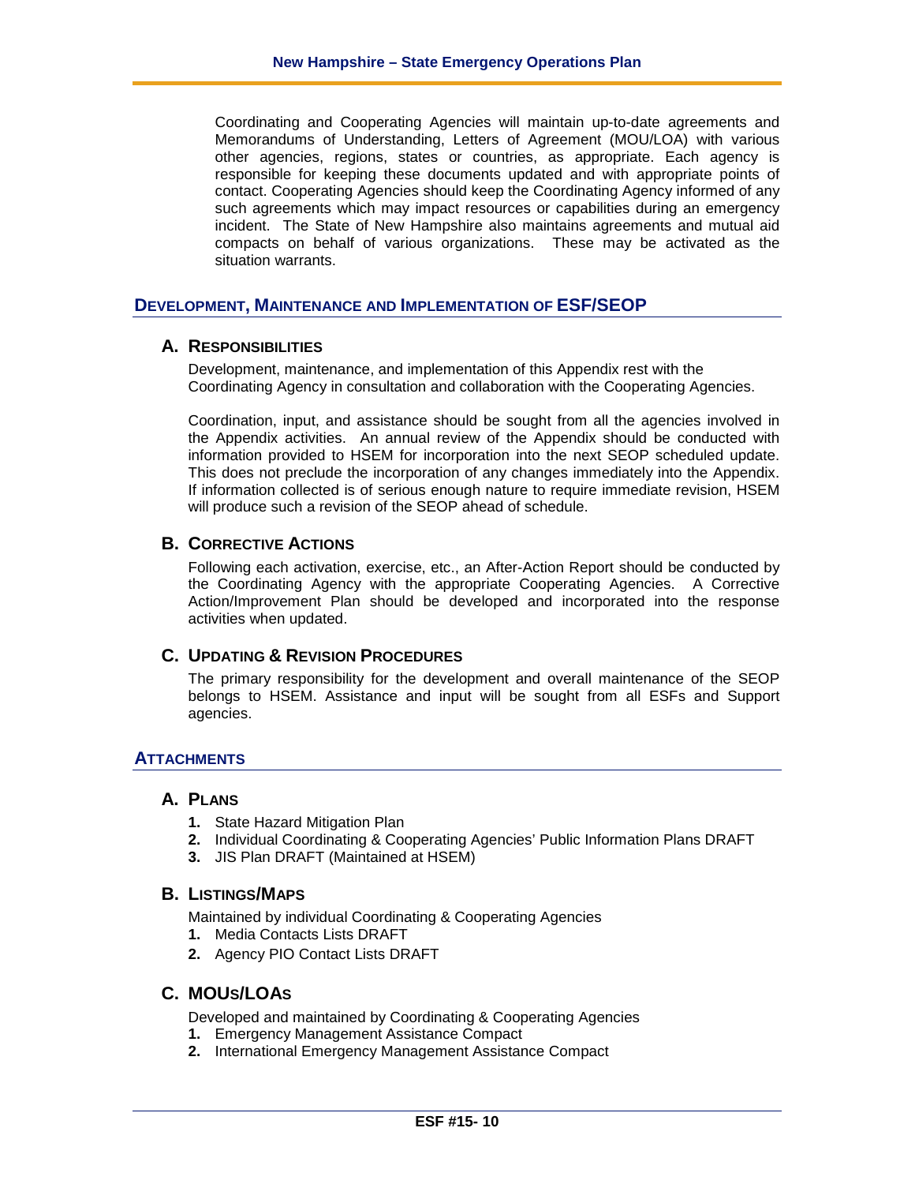Coordinating and Cooperating Agencies will maintain up-to-date agreements and Memorandums of Understanding, Letters of Agreement (MOU/LOA) with various other agencies, regions, states or countries, as appropriate. Each agency is responsible for keeping these documents updated and with appropriate points of contact. Cooperating Agencies should keep the Coordinating Agency informed of any such agreements which may impact resources or capabilities during an emergency incident. The State of New Hampshire also maintains agreements and mutual aid compacts on behalf of various organizations. These may be activated as the situation warrants.

## Development, Maintenance and Implementation of ESF/SEOP

### A. Responsibilities

Development, maintenance, and implementation of this Appendix rest with the Coordinating Agency in consultation and collaboration with the Cooperating Agencies.

Coordination, input, and assistance should be sought from all the agencies involved in the Appendix activities. An annual review of the Appendix should be conducted with information provided to HSEM for incorporation into the next SEOP scheduled update. This does not preclude the incorporation of any changes immediately into the Appendix. If information collected is of serious enough nature to require immediate revision, HSEM will produce such a revision of the SEOP ahead of schedule.

### B. Corrective Actions

Following each activation, exercise, etc., an After-Action Report should be conducted by the Coordinating Agency with the appropriate Cooperating Agencies. A Corrective Action/Improvement Plan should be developed and incorporated into the response activities when updated.

### C. Updating & Revision Procedures

The primary responsibility for the development and overall maintenance of the SEOP belongs to HSEM. Assistance and input will be sought from all ESFs and Support agencies.

## Attachments

### A. Plans

1. State Hazard Mitigation Plan
2. Individual Coordinating & Cooperating Agencies' Public Information Plans DRAFT
3. JIS Plan DRAFT (Maintained at HSEM)

### B. Listings/Maps

Maintained by individual Coordinating & Cooperating Agencies

1. Media Contacts Lists DRAFT
2. Agency PIO Contact Lists DRAFT

### C. MOUs/LOAs

Developed and maintained by Coordinating & Cooperating Agencies

1. Emergency Management Assistance Compact
2. International Emergency Management Assistance Compact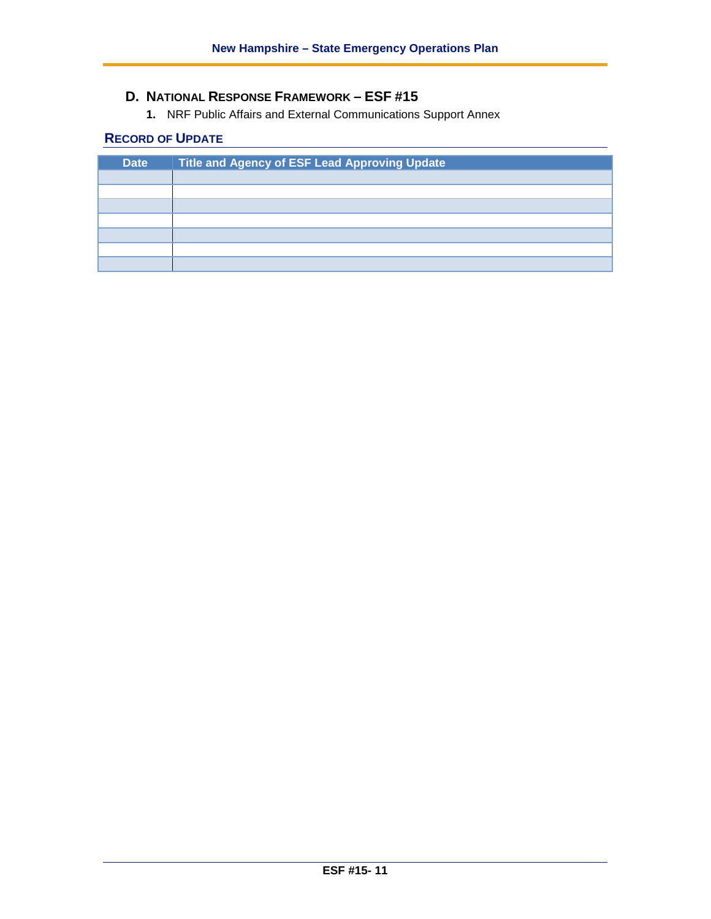## D. National Response Framework – ESF #15

1. NRF Public Affairs and External Communications Support Annex

### Record of Update

| Date | Title and Agency of ESF Lead Approving Update |
| --- | --- |
| | |
| | |
| | |
| | |
| | |
| | |
| | |